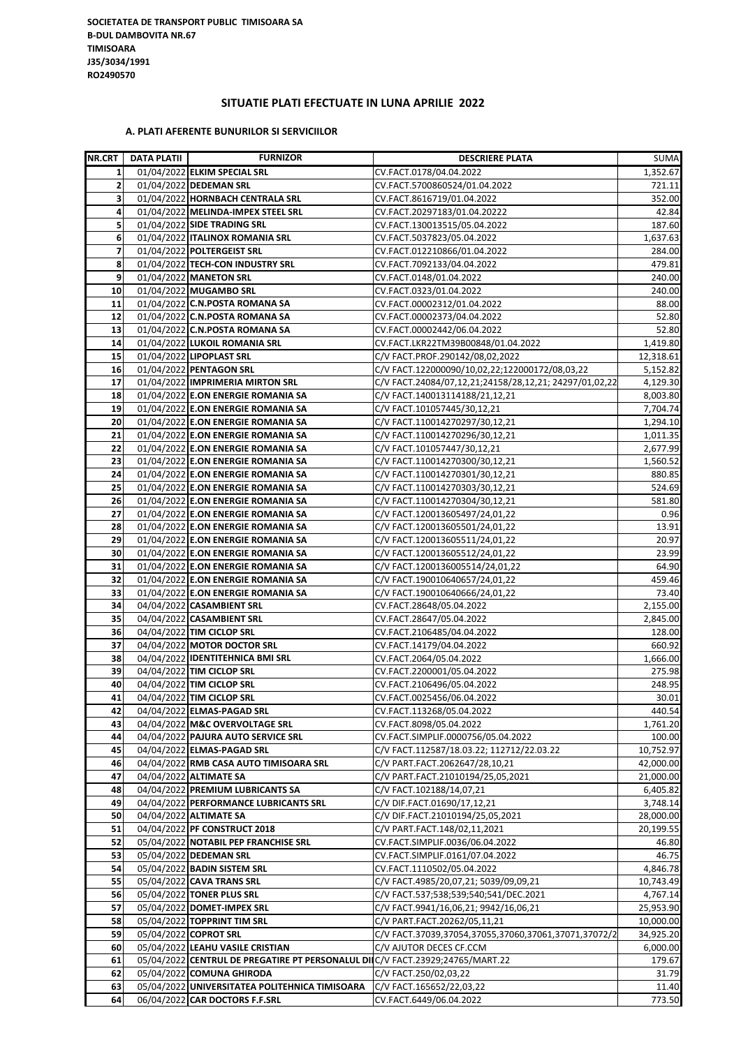**SOCIETATEA DE TRANSPORT PUBLIC TIMISOARA SA**
**B-DUL DAMBOVITA NR.67**
**TIMISOARA**
**J35/3034/1991**
**RO2490570**

## SITUATIE PLATI EFECTUATE IN LUNA APRILIE 2022

### A. PLATI AFERENTE BUNURILOR SI SERVICIILOR

| NR.CRT | DATA PLATII | FURNIZOR | DESCRIERE PLATA | SUMA |
|---|---|---|---|---|
| 1 | 01/04/2022 | **ELKIM SPECIAL SRL** | CV.FACT.0178/04.04.2022 | 1,352.67 |
| 2 | 01/04/2022 | **DEDEMAN SRL** | CV.FACT.5700860524/01.04.2022 | 721.11 |
| 3 | 01/04/2022 | **HORNBACH CENTRALA SRL** | CV.FACT.8616719/01.04.2022 | 352.00 |
| 4 | 01/04/2022 | **MELINDA-IMPEX STEEL SRL** | CV.FACT.20297183/01.04.20222 | 42.84 |
| 5 | 01/04/2022 | **SIDE TRADING SRL** | CV.FACT.130013515/05.04.2022 | 187.60 |
| 6 | 01/04/2022 | **ITALINOX ROMANIA SRL** | CV.FACT.5037823/05.04.2022 | 1,637.63 |
| 7 | 01/04/2022 | **POLTERGEIST SRL** | CV.FACT.012210866/01.04.2022 | 284.00 |
| 8 | 01/04/2022 | **TECH-CON INDUSTRY SRL** | CV.FACT.7092133/04.04.2022 | 479.81 |
| 9 | 01/04/2022 | **MANETON SRL** | CV.FACT.0148/01.04.2022 | 240.00 |
| 10 | 01/04/2022 | **MUGAMBO SRL** | CV.FACT.0323/01.04.2022 | 240.00 |
| 11 | 01/04/2022 | **C.N.POSTA ROMANA SA** | CV.FACT.00002312/01.04.2022 | 88.00 |
| 12 | 01/04/2022 | **C.N.POSTA ROMANA SA** | CV.FACT.00002373/04.04.2022 | 52.80 |
| 13 | 01/04/2022 | **C.N.POSTA ROMANA SA** | CV.FACT.00002442/06.04.2022 | 52.80 |
| 14 | 01/04/2022 | **LUKOIL ROMANIA SRL** | CV.FACT.LKR22TM39B00848/01.04.2022 | 1,419.80 |
| 15 | 01/04/2022 | **LIPOPLAST SRL** | C/V FACT.PROF.290142/08,02,2022 | 12,318.61 |
| 16 | 01/04/2022 | **PENTAGON SRL** | C/V FACT.122000090/10,02,22;122000172/08,03,22 | 5,152.82 |
| 17 | 01/04/2022 | **IMPRIMERIA MIRTON SRL** | C/V FACT.24084/07,12,21;24158/28,12,21; 24297/01,02,22 | 4,129.30 |
| 18 | 01/04/2022 | **E.ON ENERGIE ROMANIA SA** | C/V FACT.140013114188/21,12,21 | 8,003.80 |
| 19 | 01/04/2022 | **E.ON ENERGIE ROMANIA SA** | C/V FACT.101057445/30,12,21 | 7,704.74 |
| 20 | 01/04/2022 | **E.ON ENERGIE ROMANIA SA** | C/V FACT.110014270297/30,12,21 | 1,294.10 |
| 21 | 01/04/2022 | **E.ON ENERGIE ROMANIA SA** | C/V FACT.110014270296/30,12,21 | 1,011.35 |
| 22 | 01/04/2022 | **E.ON ENERGIE ROMANIA SA** | C/V FACT.101057447/30,12,21 | 2,677.99 |
| 23 | 01/04/2022 | **E.ON ENERGIE ROMANIA SA** | C/V FACT.110014270300/30,12,21 | 1,560.52 |
| 24 | 01/04/2022 | **E.ON ENERGIE ROMANIA SA** | C/V FACT.110014270301/30,12,21 | 880.85 |
| 25 | 01/04/2022 | **E.ON ENERGIE ROMANIA SA** | C/V FACT.110014270303/30,12,21 | 524.69 |
| 26 | 01/04/2022 | **E.ON ENERGIE ROMANIA SA** | C/V FACT.110014270304/30,12,21 | 581.80 |
| 27 | 01/04/2022 | **E.ON ENERGIE ROMANIA SA** | C/V FACT.120013605497/24,01,22 | 0.96 |
| 28 | 01/04/2022 | **E.ON ENERGIE ROMANIA SA** | C/V FACT.120013605501/24,01,22 | 13.91 |
| 29 | 01/04/2022 | **E.ON ENERGIE ROMANIA SA** | C/V FACT.120013605511/24,01,22 | 20.97 |
| 30 | 01/04/2022 | **E.ON ENERGIE ROMANIA SA** | C/V FACT.120013605512/24,01,22 | 23.99 |
| 31 | 01/04/2022 | **E.ON ENERGIE ROMANIA SA** | C/V FACT.1200136005514/24,01,22 | 64.90 |
| 32 | 01/04/2022 | **E.ON ENERGIE ROMANIA SA** | C/V FACT.190010640657/24,01,22 | 459.46 |
| 33 | 01/04/2022 | **E.ON ENERGIE ROMANIA SA** | C/V FACT.190010640666/24,01,22 | 73.40 |
| 34 | 04/04/2022 | **CASAMBIENT SRL** | CV.FACT.28648/05.04.2022 | 2,155.00 |
| 35 | 04/04/2022 | **CASAMBIENT SRL** | CV.FACT.28647/05.04.2022 | 2,845.00 |
| 36 | 04/04/2022 | **TIM CICLOP SRL** | CV.FACT.2106485/04.04.2022 | 128.00 |
| 37 | 04/04/2022 | **MOTOR DOCTOR SRL** | CV.FACT.14179/04.04.2022 | 660.92 |
| 38 | 04/04/2022 | **IDENTITEHNICA BMI SRL** | CV.FACT.2064/05.04.2022 | 1,666.00 |
| 39 | 04/04/2022 | **TIM CICLOP SRL** | CV.FACT.2200001/05.04.2022 | 275.98 |
| 40 | 04/04/2022 | **TIM CICLOP SRL** | CV.FACT.2106496/05.04.2022 | 248.95 |
| 41 | 04/04/2022 | **TIM CICLOP SRL** | CV.FACT.0025456/06.04.2022 | 30.01 |
| 42 | 04/04/2022 | **ELMAS-PAGAD SRL** | CV.FACT.113268/05.04.2022 | 440.54 |
| 43 | 04/04/2022 | **M&C OVERVOLTAGE SRL** | CV.FACT.8098/05.04.2022 | 1,761.20 |
| 44 | 04/04/2022 | **PAJURA AUTO SERVICE SRL** | CV.FACT.SIMPLIF.0000756/05.04.2022 | 100.00 |
| 45 | 04/04/2022 | **ELMAS-PAGAD SRL** | C/V FACT.112587/18.03.22; 112712/22.03.22 | 10,752.97 |
| 46 | 04/04/2022 | **RMB CASA AUTO TIMISOARA SRL** | C/V PART.FACT.2062647/28,10,21 | 42,000.00 |
| 47 | 04/04/2022 | **ALTIMATE SA** | C/V PART.FACT.21010194/25,05,2021 | 21,000.00 |
| 48 | 04/04/2022 | **PREMIUM LUBRICANTS SA** | C/V FACT.102188/14,07,21 | 6,405.82 |
| 49 | 04/04/2022 | **PERFORMANCE LUBRICANTS SRL** | C/V DIF.FACT.01690/17,12,21 | 3,748.14 |
| 50 | 04/04/2022 | **ALTIMATE SA** | C/V DIF.FACT.21010194/25,05,2021 | 28,000.00 |
| 51 | 04/04/2022 | **PF CONSTRUCT 2018** | C/V PART.FACT.148/02,11,2021 | 20,199.55 |
| 52 | 05/04/2022 | **NOTABIL PEP FRANCHISE SRL** | CV.FACT.SIMPLIF.0036/06.04.2022 | 46.80 |
| 53 | 05/04/2022 | **DEDEMAN SRL** | CV.FACT.SIMPLIF.0161/07.04.2022 | 46.75 |
| 54 | 05/04/2022 | **BADIN SISTEM SRL** | CV.FACT.1110502/05.04.2022 | 4,846.78 |
| 55 | 05/04/2022 | **CAVA TRANS SRL** | C/V FACT.4985/20,07,21; 5039/09,09,21 | 10,743.49 |
| 56 | 05/04/2022 | **TONER PLUS SRL** | C/V FACT.537;538;539;540;541/DEC.2021 | 4,767.14 |
| 57 | 05/04/2022 | **DOMET-IMPEX SRL** | C/V FACT.9941/16,06,21; 9942/16,06,21 | 25,953.90 |
| 58 | 05/04/2022 | **TOPPRINT TIM SRL** | C/V PART.FACT.20262/05,11,21 | 10,000.00 |
| 59 | 05/04/2022 | **COPROT SRL** | C/V FACT.37039,37054,37055,37060,37061,37071,37072/2 | 34,925.20 |
| 60 | 05/04/2022 | **LEAHU VASILE CRISTIAN** | C/V AJUTOR DECES CF.CCM | 6,000.00 |
| 61 | 05/04/2022 | **CENTRUL DE PREGATIRE PT PERSONALUL DI** | C/V FACT.23929;24765/MART.22 | 179.67 |
| 62 | 05/04/2022 | **COMUNA GHIRODA** | C/V FACT.250/02,03,22 | 31.79 |
| 63 | 05/04/2022 | **UNIVERSITATEA POLITEHNICA TIMISOARA** | C/V FACT.165652/22,03,22 | 11.40 |
| 64 | 06/04/2022 | **CAR DOCTORS F.F.SRL** | CV.FACT.6449/06.04.2022 | 773.50 |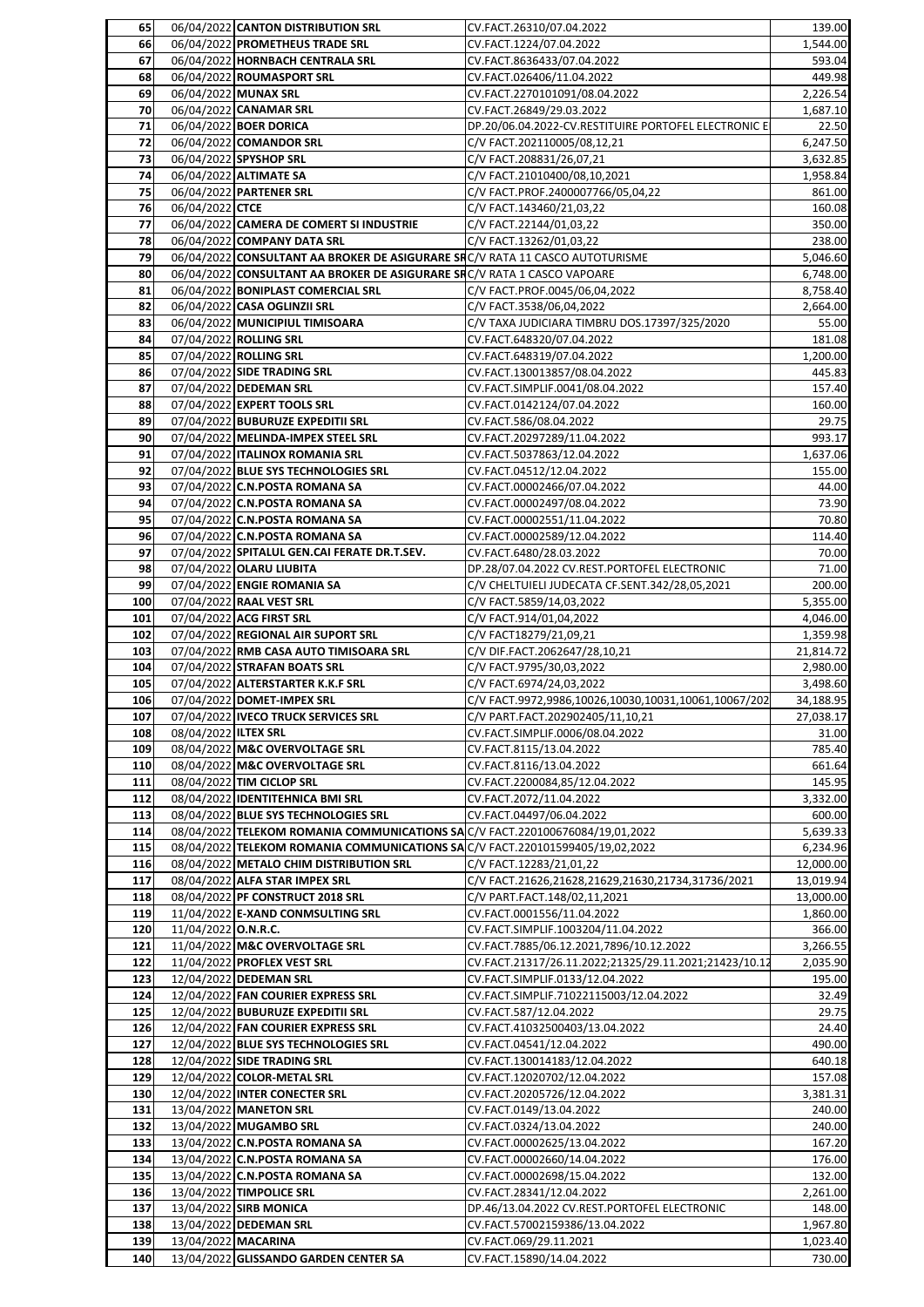| | | | | |
|---|---|---|---|---|
| 65 | 06/04/2022 | **CANTON DISTRIBUTION SRL** | CV.FACT.26310/07.04.2022 | 139.00 |
| 66 | 06/04/2022 | **PROMETHEUS TRADE SRL** | CV.FACT.1224/07.04.2022 | 1,544.00 |
| 67 | 06/04/2022 | **HORNBACH CENTRALA SRL** | CV.FACT.8636433/07.04.2022 | 593.04 |
| 68 | 06/04/2022 | **ROUMASPORT SRL** | CV.FACT.026406/11.04.2022 | 449.98 |
| 69 | 06/04/2022 | **MUNAX SRL** | CV.FACT.2270101091/08.04.2022 | 2,226.54 |
| 70 | 06/04/2022 | **CANAMAR SRL** | CV.FACT.26849/29.03.2022 | 1,687.10 |
| 71 | 06/04/2022 | **BOER DORICA** | DP.20/06.04.2022-CV.RESTITUIRE PORTOFEL ELECTRONIC E | 22.50 |
| 72 | 06/04/2022 | **COMANDOR SRL** | C/V FACT.202110005/08,12,21 | 6,247.50 |
| 73 | 06/04/2022 | **SPYSHOP SRL** | C/V FACT.208831/26,07,21 | 3,632.85 |
| 74 | 06/04/2022 | **ALTIMATE SA** | C/V FACT.21010400/08,10,2021 | 1,958.84 |
| 75 | 06/04/2022 | **PARTENER SRL** | C/V FACT.PROF.2400007766/05,04,22 | 861.00 |
| 76 | 06/04/2022 | **CTCE** | C/V FACT.143460/21,03,22 | 160.08 |
| 77 | 06/04/2022 | **CAMERA DE COMERT SI INDUSTRIE** | C/V FACT.22144/01,03,22 | 350.00 |
| 78 | 06/04/2022 | **COMPANY DATA SRL** | C/V FACT.13262/01,03,22 | 238.00 |
| 79 | 06/04/2022 | **CONSULTANT AA BROKER DE ASIGURARE SR** | C/V RATA 11 CASCO AUTOTURISME | 5,046.60 |
| 80 | 06/04/2022 | **CONSULTANT AA BROKER DE ASIGURARE SR** | C/V RATA 1 CASCO VAPOARE | 6,748.00 |
| 81 | 06/04/2022 | **BONIPLAST COMERCIAL SRL** | C/V FACT.PROF.0045/06,04,2022 | 8,758.40 |
| 82 | 06/04/2022 | **CASA OGLINZII SRL** | C/V FACT.3538/06,04,2022 | 2,664.00 |
| 83 | 06/04/2022 | **MUNICIPIUL TIMISOARA** | C/V TAXA JUDICIARA TIMBRU DOS.17397/325/2020 | 55.00 |
| 84 | 07/04/2022 | **ROLLING SRL** | CV.FACT.648320/07.04.2022 | 181.08 |
| 85 | 07/04/2022 | **ROLLING SRL** | CV.FACT.648319/07.04.2022 | 1,200.00 |
| 86 | 07/04/2022 | **SIDE TRADING SRL** | CV.FACT.130013857/08.04.2022 | 445.83 |
| 87 | 07/04/2022 | **DEDEMAN SRL** | CV.FACT.SIMPLIF.0041/08.04.2022 | 157.40 |
| 88 | 07/04/2022 | **EXPERT TOOLS SRL** | CV.FACT.0142124/07.04.2022 | 160.00 |
| 89 | 07/04/2022 | **BUBURUZE EXPEDITII SRL** | CV.FACT.586/08.04.2022 | 29.75 |
| 90 | 07/04/2022 | **MELINDA-IMPEX STEEL SRL** | CV.FACT.20297289/11.04.2022 | 993.17 |
| 91 | 07/04/2022 | **ITALINOX ROMANIA SRL** | CV.FACT.5037863/12.04.2022 | 1,637.06 |
| 92 | 07/04/2022 | **BLUE SYS TECHNOLOGIES SRL** | CV.FACT.04512/12.04.2022 | 155.00 |
| 93 | 07/04/2022 | **C.N.POSTA ROMANA SA** | CV.FACT.00002466/07.04.2022 | 44.00 |
| 94 | 07/04/2022 | **C.N.POSTA ROMANA SA** | CV.FACT.00002497/08.04.2022 | 73.90 |
| 95 | 07/04/2022 | **C.N.POSTA ROMANA SA** | CV.FACT.00002551/11.04.2022 | 70.80 |
| 96 | 07/04/2022 | **C.N.POSTA ROMANA SA** | CV.FACT.00002589/12.04.2022 | 114.40 |
| 97 | 07/04/2022 | **SPITALUL GEN.CAI FERATE DR.T.SEV.** | CV.FACT.6480/28.03.2022 | 70.00 |
| 98 | 07/04/2022 | **OLARU LIUBITA** | DP.28/07.04.2022 CV.REST.PORTOFEL ELECTRONIC | 71.00 |
| 99 | 07/04/2022 | **ENGIE ROMANIA SA** | C/V CHELTUIELI JUDECATA CF.SENT.342/28,05,2021 | 200.00 |
| 100 | 07/04/2022 | **RAAL VEST SRL** | C/V FACT.5859/14,03,2022 | 5,355.00 |
| 101 | 07/04/2022 | **ACG FIRST SRL** | C/V FACT.914/01,04,2022 | 4,046.00 |
| 102 | 07/04/2022 | **REGIONAL AIR SUPORT SRL** | C/V FACT18279/21,09,21 | 1,359.98 |
| 103 | 07/04/2022 | **RMB CASA AUTO TIMISOARA SRL** | C/V DIF.FACT.2062647/28,10,21 | 21,814.72 |
| 104 | 07/04/2022 | **STRAFAN BOATS SRL** | C/V FACT.9795/30,03,2022 | 2,980.00 |
| 105 | 07/04/2022 | **ALTERSTARTER K.K.F SRL** | C/V FACT.6974/24,03,2022 | 3,498.60 |
| 106 | 07/04/2022 | **DOMET-IMPEX SRL** | C/V FACT.9972,9986,10026,10030,10031,10061,10067/202 | 34,188.95 |
| 107 | 07/04/2022 | **IVECO TRUCK SERVICES SRL** | C/V PART.FACT.202902405/11,10,21 | 27,038.17 |
| 108 | 08/04/2022 | **ILTEX SRL** | CV.FACT.SIMPLIF.0006/08.04.2022 | 31.00 |
| 109 | 08/04/2022 | **M&C OVERVOLTAGE SRL** | CV.FACT.8115/13.04.2022 | 785.40 |
| 110 | 08/04/2022 | **M&C OVERVOLTAGE SRL** | CV.FACT.8116/13.04.2022 | 661.64 |
| 111 | 08/04/2022 | **TIM CICLOP SRL** | CV.FACT.2200084,85/12.04.2022 | 145.95 |
| 112 | 08/04/2022 | **IDENTITEHNICA BMI SRL** | CV.FACT.2072/11.04.2022 | 3,332.00 |
| 113 | 08/04/2022 | **BLUE SYS TECHNOLOGIES SRL** | CV.FACT.04497/06.04.2022 | 600.00 |
| 114 | 08/04/2022 | **TELEKOM ROMANIA COMMUNICATIONS SA** | C/V FACT.220100676084/19,01,2022 | 5,639.33 |
| 115 | 08/04/2022 | **TELEKOM ROMANIA COMMUNICATIONS SA** | C/V FACT.220101599405/19,02,2022 | 6,234.96 |
| 116 | 08/04/2022 | **METALO CHIM DISTRIBUTION SRL** | C/V FACT.12283/21,01,22 | 12,000.00 |
| 117 | 08/04/2022 | **ALFA STAR IMPEX SRL** | C/V FACT.21626,21628,21629,21630,21734,31736/2021 | 13,019.94 |
| 118 | 08/04/2022 | **PF CONSTRUCT 2018 SRL** | C/V PART.FACT.148/02,11,2021 | 13,000.00 |
| 119 | 11/04/2022 | **E-XAND CONMSULTING SRL** | CV.FACT.0001556/11.04.2022 | 1,860.00 |
| 120 | 11/04/2022 | **O.N.R.C.** | CV.FACT.SIMPLIF.1003204/11.04.2022 | 366.00 |
| 121 | 11/04/2022 | **M&C OVERVOLTAGE SRL** | CV.FACT.7885/06.12.2021,7896/10.12.2022 | 3,266.55 |
| 122 | 11/04/2022 | **PROFLEX VEST SRL** | CV.FACT.21317/26.11.2022;21325/29.11.2021;21423/10.12 | 2,035.90 |
| 123 | 12/04/2022 | **DEDEMAN SRL** | CV.FACT.SIMPLIF.0133/12.04.2022 | 195.00 |
| 124 | 12/04/2022 | **FAN COURIER EXPRESS SRL** | CV.FACT.SIMPLIF.71022115003/12.04.2022 | 32.49 |
| 125 | 12/04/2022 | **BUBURUZE EXPEDITII SRL** | CV.FACT.587/12.04.2022 | 29.75 |
| 126 | 12/04/2022 | **FAN COURIER EXPRESS SRL** | CV.FACT.41032500403/13.04.2022 | 24.40 |
| 127 | 12/04/2022 | **BLUE SYS TECHNOLOGIES SRL** | CV.FACT.04541/12.04.2022 | 490.00 |
| 128 | 12/04/2022 | **SIDE TRADING SRL** | CV.FACT.130014183/12.04.2022 | 640.18 |
| 129 | 12/04/2022 | **COLOR-METAL SRL** | CV.FACT.12020702/12.04.2022 | 157.08 |
| 130 | 12/04/2022 | **INTER CONECTER SRL** | CV.FACT.20205726/12.04.2022 | 3,381.31 |
| 131 | 13/04/2022 | **MANETON SRL** | CV.FACT.0149/13.04.2022 | 240.00 |
| 132 | 13/04/2022 | **MUGAMBO SRL** | CV.FACT.0324/13.04.2022 | 240.00 |
| 133 | 13/04/2022 | **C.N.POSTA ROMANA SA** | CV.FACT.00002625/13.04.2022 | 167.20 |
| 134 | 13/04/2022 | **C.N.POSTA ROMANA SA** | CV.FACT.00002660/14.04.2022 | 176.00 |
| 135 | 13/04/2022 | **C.N.POSTA ROMANA SA** | CV.FACT.00002698/15.04.2022 | 132.00 |
| 136 | 13/04/2022 | **TIMPOLICE SRL** | CV.FACT.28341/12.04.2022 | 2,261.00 |
| 137 | 13/04/2022 | **SIRB MONICA** | DP.46/13.04.2022 CV.REST.PORTOFEL ELECTRONIC | 148.00 |
| 138 | 13/04/2022 | **DEDEMAN SRL** | CV.FACT.57002159386/13.04.2022 | 1,967.80 |
| 139 | 13/04/2022 | **MACARINA** | CV.FACT.069/29.11.2021 | 1,023.40 |
| 140 | 13/04/2022 | **GLISSANDO GARDEN CENTER SA** | CV.FACT.15890/14.04.2022 | 730.00 |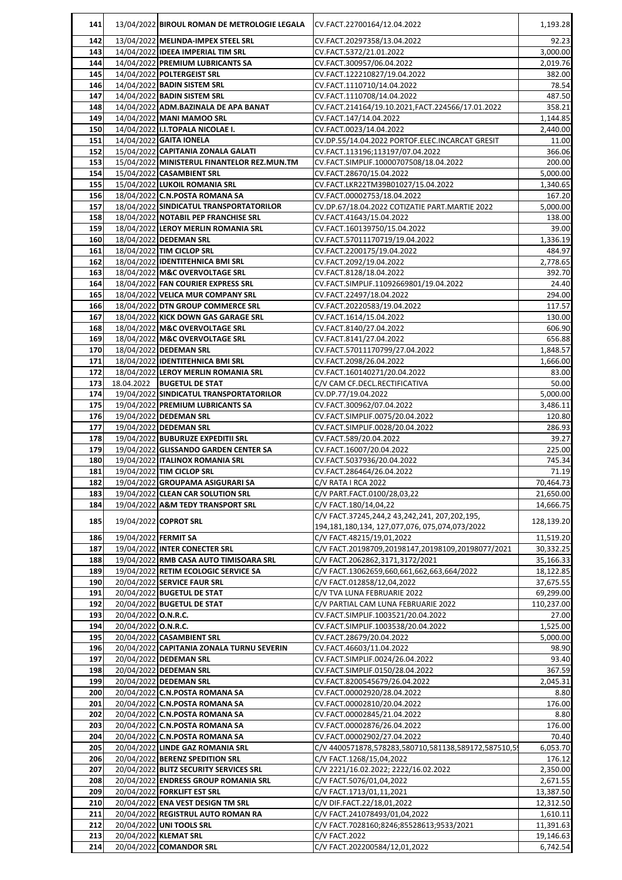| 141 | 13/04/2022 | BIROUL ROMAN DE METROLOGIE LEGALA | CV.FACT.22700164/12.04.2022 | 1,193.28 |
|---|---|---|---|---|
| 142 | 13/04/2022 | MELINDA-IMPEX STEEL SRL | CV.FACT.20297358/13.04.2022 | 92.23 |
| 143 | 14/04/2022 | IDEEA IMPERIAL TIM SRL | CV.FACT.5372/21.01.2022 | 3,000.00 |
| 144 | 14/04/2022 | PREMIUM LUBRICANTS SA | CV.FACT.300957/06.04.2022 | 2,019.76 |
| 145 | 14/04/2022 | POLTERGEIST SRL | CV.FACT.122210827/19.04.2022 | 382.00 |
| 146 | 14/04/2022 | BADIN SISTEM SRL | CV.FACT.1110710/14.04.2022 | 78.54 |
| 147 | 14/04/2022 | BADIN SISTEM SRL | CV.FACT.1110708/14.04.2022 | 487.50 |
| 148 | 14/04/2022 | ADM.BAZINALA DE APA BANAT | CV.FACT.214164/19.10.2021,FACT.224566/17.01.2022 | 358.21 |
| 149 | 14/04/2022 | MANI MAMOO SRL | CV.FACT.147/14.04.2022 | 1,144.85 |
| 150 | 14/04/2022 | I.I.TOPALA NICOLAE I. | CV.FACT.0023/14.04.2022 | 2,440.00 |
| 151 | 14/04/2022 | GAITA IONELA | CV.DP.55/14.04.2022 PORTOF.ELEC.INCARCAT GRESIT | 11.00 |
| 152 | 15/04/2022 | CAPITANIA ZONALA GALATI | CV.FACT.113196;113197/07.04.2022 | 366.06 |
| 153 | 15/04/2022 | MINISTERUL FINANTELOR REZ.MUN.TM | CV.FACT.SIMPLIF.10000707508/18.04.2022 | 200.00 |
| 154 | 15/04/2022 | CASAMBIENT SRL | CV.FACT.28670/15.04.2022 | 5,000.00 |
| 155 | 15/04/2022 | LUKOIL ROMANIA SRL | CV.FACT.LKR22TM39B01027/15.04.2022 | 1,340.65 |
| 156 | 18/04/2022 | C.N.POSTA ROMANA SA | CV.FACT.00002753/18.04.2022 | 167.20 |
| 157 | 18/04/2022 | SINDICATUL TRANSPORTATORILOR | CV.DP.67/18.04.2022 COTIZATIE PART.MARTIE 2022 | 5,000.00 |
| 158 | 18/04/2022 | NOTABIL PEP FRANCHISE SRL | CV.FACT.41643/15.04.2022 | 138.00 |
| 159 | 18/04/2022 | LEROY MERLIN ROMANIA SRL | CV.FACT.160139750/15.04.2022 | 39.00 |
| 160 | 18/04/2022 | DEDEMAN SRL | CV.FACT.57011170719/19.04.2022 | 1,336.19 |
| 161 | 18/04/2022 | TIM CICLOP SRL | CV.FACT.2200175/19.04.2022 | 484.97 |
| 162 | 18/04/2022 | IDENTITEHNICA BMI SRL | CV.FACT.2092/19.04.2022 | 2,778.65 |
| 163 | 18/04/2022 | M&C OVERVOLTAGE SRL | CV.FACT.8128/18.04.2022 | 392.70 |
| 164 | 18/04/2022 | FAN COURIER EXPRESS SRL | CV.FACT.SIMPLIF.11092669801/19.04.2022 | 24.40 |
| 165 | 18/04/2022 | VELICA MUR COMPANY SRL | CV.FACT.22497/18.04.2022 | 294.00 |
| 166 | 18/04/2022 | DTN GROUP COMMERCE SRL | CV.FACT.20220583/19.04.2022 | 117.57 |
| 167 | 18/04/2022 | KICK DOWN GAS GARAGE SRL | CV.FACT.1614/15.04.2022 | 130.00 |
| 168 | 18/04/2022 | M&C OVERVOLTAGE SRL | CV.FACT.8140/27.04.2022 | 606.90 |
| 169 | 18/04/2022 | M&C OVERVOLTAGE SRL | CV.FACT.8141/27.04.2022 | 656.88 |
| 170 | 18/04/2022 | DEDEMAN SRL | CV.FACT.57011170799/27.04.2022 | 1,848.57 |
| 171 | 18/04/2022 | IDENTITEHNICA BMI SRL | CV.FACT.2098/26.04.2022 | 1,666.00 |
| 172 | 18/04/2022 | LEROY MERLIN ROMANIA SRL | CV.FACT.160140271/20.04.2022 | 83.00 |
| 173 | 18.04.2022 | BUGETUL DE STAT | C/V CAM CF.DECL.RECTIFICATIVA | 50.00 |
| 174 | 19/04/2022 | SINDICATUL TRANSPORTATORILOR | CV.DP.77/19.04.2022 | 5,000.00 |
| 175 | 19/04/2022 | PREMIUM LUBRICANTS SA | CV.FACT.300962/07.04.2022 | 3,486.11 |
| 176 | 19/04/2022 | DEDEMAN SRL | CV.FACT.SIMPLIF.0075/20.04.2022 | 120.80 |
| 177 | 19/04/2022 | DEDEMAN SRL | CV.FACT.SIMPLIF.0028/20.04.2022 | 286.93 |
| 178 | 19/04/2022 | BUBURUZE EXPEDITII SRL | CV.FACT.589/20.04.2022 | 39.27 |
| 179 | 19/04/2022 | GLISSANDO GARDEN CENTER SA | CV.FACT.16007/20.04.2022 | 225.00 |
| 180 | 19/04/2022 | ITALINOX ROMANIA SRL | CV.FACT.5037936/20.04.2022 | 745.34 |
| 181 | 19/04/2022 | TIM CICLOP SRL | CV.FACT.286464/26.04.2022 | 71.19 |
| 182 | 19/04/2022 | GROUPAMA ASIGURARI SA | C/V RATA I RCA 2022 | 70,464.73 |
| 183 | 19/04/2022 | CLEAN CAR SOLUTION SRL | C/V PART.FACT.0100/28,03,22 | 21,650.00 |
| 184 | 19/04/2022 | A&M TEDY TRANSPORT SRL | C/V FACT.180/14,04,22 | 14,666.75 |
| 185 | 19/04/2022 | COPROT SRL | C/V FACT.37245,244,2 43,242,241, 207,202,195, 194,181,180,134, 127,077,076, 075,074,073/2022 | 128,139.20 |
| 186 | 19/04/2022 | FERMIT SA | C/V FACT.48215/19,01,2022 | 11,519.20 |
| 187 | 19/04/2022 | INTER CONECTER SRL | C/V FACT.20198709,20198147,20198109,20198077/2021 | 30,332.25 |
| 188 | 19/04/2022 | RMB CASA AUTO TIMISOARA SRL | C/V FACT.2062862,3171,3172/2021 | 35,166.33 |
| 189 | 19/04/2022 | RETIM ECOLOGIC SERVICE SA | C/V FACT.13062659,660,661,662,663,664/2022 | 18,122.85 |
| 190 | 20/04/2022 | SERVICE FAUR SRL | C/V FACT.012858/12,04,2022 | 37,675.55 |
| 191 | 20/04/2022 | BUGETUL DE STAT | C/V TVA LUNA FEBRUARIE 2022 | 69,299.00 |
| 192 | 20/04/2022 | BUGETUL DE STAT | C/V PARTIAL CAM LUNA FEBRUARIE 2022 | 110,237.00 |
| 193 | 20/04/2022 | O.N.R.C. | CV.FACT.SIMPLIF.1003521/20.04.2022 | 27.00 |
| 194 | 20/04/2022 | O.N.R.C. | CV.FACT.SIMPLIF.1003538/20.04.2022 | 1,525.00 |
| 195 | 20/04/2022 | CASAMBIENT SRL | CV.FACT.28679/20.04.2022 | 5,000.00 |
| 196 | 20/04/2022 | CAPITANIA ZONALA TURNU SEVERIN | CV.FACT.46603/11.04.2022 | 98.90 |
| 197 | 20/04/2022 | DEDEMAN SRL | CV.FACT.SIMPLIF.0024/26.04.2022 | 93.40 |
| 198 | 20/04/2022 | DEDEMAN SRL | CV.FACT.SIMPLIF.0150/28.04.2022 | 367.59 |
| 199 | 20/04/2022 | DEDEMAN SRL | CV.FACT.8200545679/26.04.2022 | 2,045.31 |
| 200 | 20/04/2022 | C.N.POSTA ROMANA SA | CV.FACT.00002920/28.04.2022 | 8.80 |
| 201 | 20/04/2022 | C.N.POSTA ROMANA SA | CV.FACT.00002810/20.04.2022 | 176.00 |
| 202 | 20/04/2022 | C.N.POSTA ROMANA SA | CV.FACT.00002845/21.04.2022 | 8.80 |
| 203 | 20/04/2022 | C.N.POSTA ROMANA SA | CV.FACT.00002876/26.04.2022 | 176.00 |
| 204 | 20/04/2022 | C.N.POSTA ROMANA SA | CV.FACT.00002902/27.04.2022 | 70.40 |
| 205 | 20/04/2022 | LINDE GAZ ROMANIA SRL | C/V 4400571878,578283,580710,581138,589172,587510,5! | 6,053.70 |
| 206 | 20/04/2022 | BERENZ SPEDITION SRL | C/V FACT.1268/15,04,2022 | 176.12 |
| 207 | 20/04/2022 | BLITZ SECURITY SERVICES SRL | C/V 2221/16.02.2022; 2222/16.02.2022 | 2,350.00 |
| 208 | 20/04/2022 | ENDRESS GROUP ROMANIA SRL | C/V FACT.5076/01,04,2022 | 2,671.55 |
| 209 | 20/04/2022 | FORKLIFT EST SRL | C/V FACT.1713/01,11,2021 | 13,387.50 |
| 210 | 20/04/2022 | ENA VEST DESIGN TM SRL | C/V DIF.FACT.22/18,01,2022 | 12,312.50 |
| 211 | 20/04/2022 | REGISTRUL AUTO ROMAN RA | C/V FACT.241078493/01,04,2022 | 1,610.11 |
| 212 | 20/04/2022 | UNI TOOLS SRL | C/V FACT.7028160;8246;85528613;9533/2021 | 11,391.63 |
| 213 | 20/04/2022 | KLEMAT SRL | C/V FACT.2022 | 19,146.63 |
| 214 | 20/04/2022 | COMANDOR SRL | C/V FACT.202200584/12,01,2022 | 6,742.54 |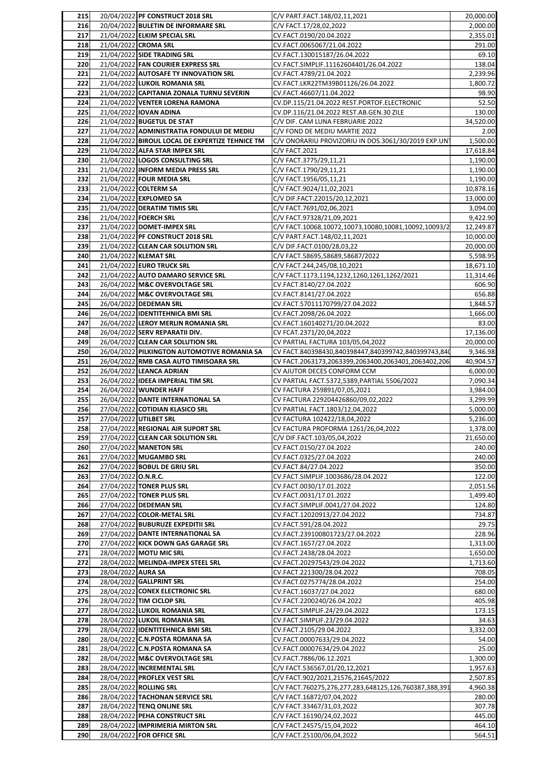| | | | | |
|---|---|---|---|---|
| 215 | 20/04/2022 | **PF CONSTRUCT 2018 SRL** | C/V PART.FACT.148/02,11,2021 | 20,000.00 |
| 216 | 20/04/2022 | **BULETIN DE INFORMARE SRL** | C/V FACT.17/28,02,2022 | 2,000.00 |
| 217 | 21/04/2022 | **ELKIM SPECIAL SRL** | CV.FACT.0190/20.04.2022 | 2,355.01 |
| 218 | 21/04/2022 | **CROMA SRL** | CV.FACT.0065067/21.04.2022 | 291.00 |
| 219 | 21/04/2022 | **SIDE TRADING SRL** | CV.FACT.130015187/26.04.2022 | 69.10 |
| 220 | 21/04/2022 | **FAN COURIER EXPRESS SRL** | CV.FACT.SIMPLIF.11162604401/26.04.2022 | 138.04 |
| 221 | 21/04/2022 | **AUTOSAFE TY INNOVATION SRL** | CV.FACT.4789/21.04.2022 | 2,239.96 |
| 222 | 21/04/2022 | **LUKOIL ROMANIA SRL** | CV.FACT.LKR22TM39B01126/26.04.2022 | 1,800.72 |
| 223 | 21/04/2022 | **CAPITANIA ZONALA TURNU SEVERIN** | CV.FACT.46607/11.04.2022 | 98.90 |
| 224 | 21/04/2022 | **VENTER LORENA RAMONA** | CV.DP.115/21.04.2022 REST.PORTOF.ELECTRONIC | 52.50 |
| 225 | 21/04/2022 | **IOVAN ADINA** | CV.DP.116/21.04.2022 REST.AB.GEN.30 ZILE | 130.00 |
| 226 | 21/04/2022 | **BUGETUL DE STAT** | C/V DIF. CAM LUNA FEBRUARIE 2022 | 34,520.00 |
| 227 | 21/04/2022 | **ADMINISTRATIA FONDULUI DE MEDIU** | C/V FOND DE MEDIU MARTIE 2022 | 2.00 |
| 228 | 21/04/2022 | **BIROUL LOCAL DE EXPERTIZE TEHNICE TM** | C/V ONORARIU PROVIZORIU IN DOS.3061/30/2019 EXP.UNT | 1,500.00 |
| 229 | 21/04/2022 | **ALFA STAR IMPEX SRL** | C/V FACT.2021 | 17,618.84 |
| 230 | 21/04/2022 | **LOGOS CONSULTING SRL** | C/V FACT.3775/29,11,21 | 1,190.00 |
| 231 | 21/04/2022 | **INFORM MEDIA PRESS SRL** | C/V FACT.1790/29,11,21 | 1,190.00 |
| 232 | 21/04/2022 | **FOUR MEDIA SRL** | C/V FACT.1956/05,11,21 | 1,190.00 |
| 233 | 21/04/2022 | **COLTERM SA** | C/V FACT.9024/11,02,2021 | 10,878.16 |
| 234 | 21/04/2022 | **EXPLOMED SA** | C/V DIF.FACT.22015/20,12,2021 | 13,000.00 |
| 235 | 21/04/2022 | **DERATIM TIMIS SRL** | C/V FACT.7691/02,06,2021 | 3,094.00 |
| 236 | 21/04/2022 | **FOERCH SRL** | C/V FACT.97328/21,09,2021 | 9,422.90 |
| 237 | 21/04/2022 | **DOMET-IMPEX SRL** | C/V FACT.10068,10072,10073,10080,10081,10092,10093/2 | 12,249.87 |
| 238 | 21/04/2022 | **PF CONSTRUCT 2018 SRL** | C/V PART.FACT.148/02,11,2021 | 10,000.00 |
| 239 | 21/04/2022 | **CLEAN CAR SOLUTION SRL** | C/V DIF.FACT.0100/28,03,22 | 20,000.00 |
| 240 | 21/04/2022 | **KLEMAT SRL** | C/V FACT.58695,58689,58687/2022 | 5,598.95 |
| 241 | 21/04/2022 | **EURO TRUCK SRL** | C/V FACT.244,245/08,10,2021 | 18,671.10 |
| 242 | 21/04/2022 | **AUTO DAMARO SERVICE SRL** | C/V FACT.1173,1194,1232,1260,1261,1262/2021 | 11,314.46 |
| 243 | 26/04/2022 | **M&C OVERVOLTAGE SRL** | CV.FACT.8140/27.04.2022 | 606.90 |
| 244 | 26/04/2022 | **M&C OVERVOLTAGE SRL** | CV.FACT.8141/27.04.2022 | 656.88 |
| 245 | 26/04/2022 | **DEDEMAN SRL** | CV.FACT.57011170799/27.04.2022 | 1,848.57 |
| 246 | 26/04/2022 | **IDENTITEHNICA BMI SRL** | CV.FACT.2098/26.04.2022 | 1,666.00 |
| 247 | 26/04/2022 | **LEROY MERLIN ROMANIA SRL** | CV.FACT.160140271/20.04.2022 | 83.00 |
| 248 | 26/04/2022 | **SERV REPARATII DIV.** | CV FCAT.2371/20,04,2022 | 17,136.00 |
| 249 | 26/04/2022 | **CLEAN CAR SOLUTION SRL** | CV PARTIAL FACTURA 103/05,04,2022 | 20,000.00 |
| 250 | 26/04/2022 | **PILKINGTON AUTOMOTIVE ROMANIA SA** | CV FACT.840398430,840398447,840399742,840399743,840 | 9,346.98 |
| 251 | 26/04/2022 | **RMB CASA AUTO TIMISOARA SRL** | CV FACT.2063173,2063399,2063400,2063401,2063402,206 | 40,904.57 |
| 252 | 26/04/2022 | **LEANCA ADRIAN** | CV AJUTOR DECES CONFORM CCM | 6,000.00 |
| 253 | 26/04/2022 | **IDEEA IMPERIAL TIM SRL** | CV PARTIAL FACT.5372,5389,PARTIAL 5506/2022 | 7,090.34 |
| 254 | 26/04/2022 | **WUNDER HAFF** | CV FACTURA 259891/07,05,2021 | 3,984.00 |
| 255 | 26/04/2022 | **DANTE INTERNATIONAL SA** | CV FACTURA 229204426860/09,02,2022 | 3,299.99 |
| 256 | 27/04/2022 | **COTIDIAN KLASICO SRL** | CV PARTIAL FACT.1803/12,04,2022 | 5,000.00 |
| 257 | 27/04/2022 | **UTILBET SRL** | CV FACTURA 102422/18,04,2022 | 5,236.00 |
| 258 | 27/04/2022 | **REGIONAL AIR SUPORT SRL** | CV FACTURA PROFORMA 1261/26,04,2022 | 1,378.00 |
| 259 | 27/04/2022 | **CLEAN CAR SOLUTION SRL** | C/V DIF.FACT.103/05,04,2022 | 21,650.00 |
| 260 | 27/04/2022 | **MANETON SRL** | CV.FACT.0150/27.04.2022 | 240.00 |
| 261 | 27/04/2022 | **MUGAMBO SRL** | CV.FACT.0325/27.04.2022 | 240.00 |
| 262 | 27/04/2022 | **BOBUL DE GRIU SRL** | CV.FACT.84/27.04.2022 | 350.00 |
| 263 | 27/04/2022 | **O.N.R.C.** | CV.FACT.SIMPLIF.1003686/28.04.2022 | 122.00 |
| 264 | 27/04/2022 | **TONER PLUS SRL** | CV.FACT.0030/17.01.2022 | 2,051.56 |
| 265 | 27/04/2022 | **TONER PLUS SRL** | CV.FACT.0031/17.01.2022 | 1,499.40 |
| 266 | 27/04/2022 | **DEDEMAN SRL** | CV.FACT.SIMPLIF.0041/27.04.2022 | 124.80 |
| 267 | 27/04/2022 | **COLOR-METAL SRL** | CV.FACT.12020913/27.04.2022 | 734.87 |
| 268 | 27/04/2022 | **BUBURUZE EXPEDITII SRL** | CV.FACT.591/28.04.2022 | 29.75 |
| 269 | 27/04/2022 | **DANTE INTERNATIONAL SA** | CV.FACT.239100801723/27.04.2022 | 228.96 |
| 270 | 27/04/2022 | **KICK DOWN GAS GARAGE SRL** | CV.FACT.1657/27.04.2022 | 1,313.00 |
| 271 | 28/04/2022 | **MOTU MIC SRL** | CV.FACT.2438/28.04.2022 | 1,650.00 |
| 272 | 28/04/2022 | **MELINDA-IMPEX STEEL SRL** | CV.FACT.20297543/29.04.2022 | 1,713.60 |
| 273 | 28/04/2022 | **AURA SA** | CV.FACT.221300/28.04.2022 | 708.05 |
| 274 | 28/04/2022 | **GALLPRINT SRL** | CV.FACT.0275774/28.04.2022 | 254.00 |
| 275 | 28/04/2022 | **CONEX ELECTRONIC SRL** | CV.FACT.16037/27.04.2022 | 680.00 |
| 276 | 28/04/2022 | **TIM CICLOP SRL** | CV.FACT.2200240/26.04.2022 | 405.98 |
| 277 | 28/04/2022 | **LUKOIL ROMANIA SRL** | CV.FACT.SIMPLIF.24/29.04.2022 | 173.15 |
| 278 | 28/04/2022 | **LUKOIL ROMANIA SRL** | CV.FACT.SIMPLIF.23/29.04.2022 | 34.63 |
| 279 | 28/04/2022 | **IDENTITEHNICA BMI SRL** | CV.FACT.2105/29.04.2022 | 3,332.00 |
| 280 | 28/04/2022 | **C.N.POSTA ROMANA SA** | CV.FACT.00007633/29.04.2022 | 54.00 |
| 281 | 28/04/2022 | **C.N.POSTA ROMANA SA** | CV.FACT.00007634/29.04.2022 | 25.00 |
| 282 | 28/04/2022 | **M&C OVERVOLTAGE SRL** | CV.FACT.7886/06.12.2021 | 1,300.00 |
| 283 | 28/04/2022 | **INCREMENTAL SRL** | C/V FACT.536567,01/20,12,2021 | 1,957.63 |
| 284 | 28/04/2022 | **PROFLEX VEST SRL** | C/V FACT.902/2021,21576,21645/2022 | 2,507.85 |
| 285 | 28/04/2022 | **ROLLING SRL** | C/V FACT.760275,276,277,283,648125,126,760387,388,391 | 4,960.38 |
| 286 | 28/04/2022 | **TACHONAN SERVICE SRL** | C/V FACT.16872/07,04,2022 | 280.00 |
| 287 | 28/04/2022 | **TENQ ONLINE SRL** | C/V FACT.33467/31,03,2022 | 307.78 |
| 288 | 28/04/2022 | **PEHA CONSTRUCT SRL** | C/V FACT.16190/24,02,2022 | 445.00 |
| 289 | 28/04/2022 | **IMPRIMERIA MIRTON SRL** | C/V FACT.24575/15,04,2022 | 464.10 |
| 290 | 28/04/2022 | **FOR OFFICE SRL** | C/V FACT.25100/06,04,2022 | 564.51 |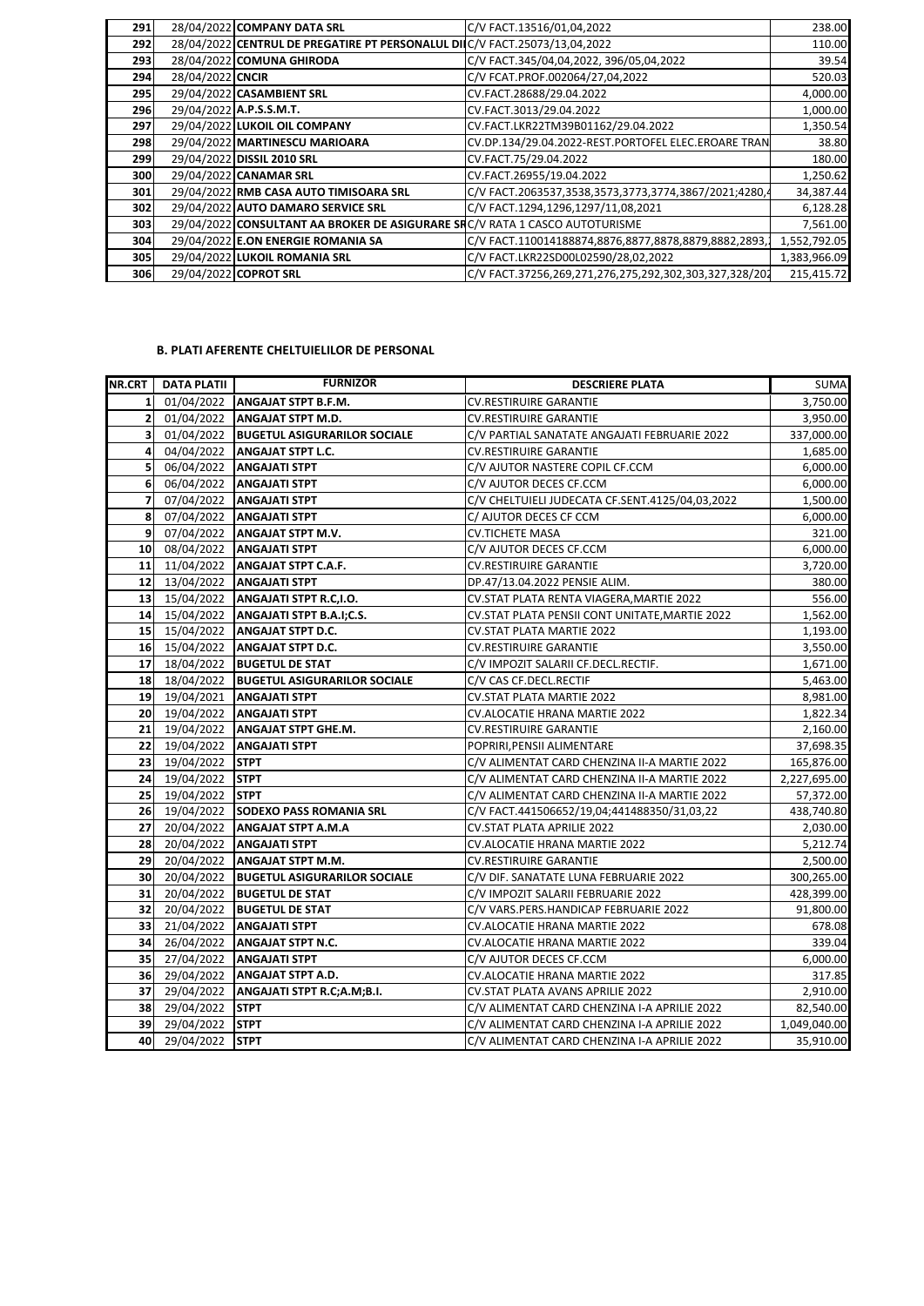| | | | | |
|---|---|---|---|---|
| 291 | 28/04/2022 | **COMPANY DATA SRL** | C/V FACT.13516/01,04,2022 | 238.00 |
| 292 | 28/04/2022 | **CENTRUL DE PREGATIRE PT PERSONALUL DI** | C/V FACT.25073/13,04,2022 | 110.00 |
| 293 | 28/04/2022 | **COMUNA GHIRODA** | C/V FACT.345/04,04,2022, 396/05,04,2022 | 39.54 |
| 294 | 28/04/2022 | **CNCIR** | C/V FCAT.PROF.002064/27,04,2022 | 520.03 |
| 295 | 29/04/2022 | **CASAMBIENT SRL** | CV.FACT.28688/29.04.2022 | 4,000.00 |
| 296 | 29/04/2022 | **A.P.S.S.M.T.** | CV.FACT.3013/29.04.2022 | 1,000.00 |
| 297 | 29/04/2022 | **LUKOIL OIL COMPANY** | CV.FACT.LKR22TM39B01162/29.04.2022 | 1,350.54 |
| 298 | 29/04/2022 | **MARTINESCU MARIOARA** | CV.DP.134/29.04.2022-REST.PORTOFEL ELEC.EROARE TRAN | 38.80 |
| 299 | 29/04/2022 | **DISSIL 2010 SRL** | CV.FACT.75/29.04.2022 | 180.00 |
| 300 | 29/04/2022 | **CANAMAR SRL** | CV.FACT.26955/19.04.2022 | 1,250.62 |
| 301 | 29/04/2022 | **RMB CASA AUTO TIMISOARA SRL** | C/V FACT.2063537,3538,3573,3773,3774,3867/2021;4280,4 | 34,387.44 |
| 302 | 29/04/2022 | **AUTO DAMARO SERVICE SRL** | C/V FACT.1294,1296,1297/11,08,2021 | 6,128.28 |
| 303 | 29/04/2022 | **CONSULTANT AA BROKER DE ASIGURARE SR** | C/V RATA 1 CASCO AUTOTURISME | 7,561.00 |
| 304 | 29/04/2022 | **E.ON ENERGIE ROMANIA SA** | C/V FACT.110014188874,8876,8877,8878,8879,8882,2893,1 | 1,552,792.05 |
| 305 | 29/04/2022 | **LUKOIL ROMANIA SRL** | C/V FACT.LKR22SD00L02590/28,02,2022 | 1,383,966.09 |
| 306 | 29/04/2022 | **COPROT SRL** | C/V FACT.37256,269,271,276,275,292,302,303,327,328/202 | 215,415.72 |

**B. PLATI AFERENTE CHELTUIELILOR DE PERSONAL**

| NR.CRT | DATA PLATII | FURNIZOR | DESCRIERE PLATA | SUMA |
|---|---|---|---|---|
| 1 | 01/04/2022 | **ANGAJAT STPT B.F.M.** | CV.RESTIRUIRE GARANTIE | 3,750.00 |
| 2 | 01/04/2022 | **ANGAJAT STPT M.D.** | CV.RESTIRUIRE GARANTIE | 3,950.00 |
| 3 | 01/04/2022 | **BUGETUL ASIGURARILOR SOCIALE** | C/V PARTIAL SANATATE ANGAJATI FEBRUARIE 2022 | 337,000.00 |
| 4 | 04/04/2022 | **ANGAJAT STPT L.C.** | CV.RESTIRUIRE GARANTIE | 1,685.00 |
| 5 | 06/04/2022 | **ANGAJATI STPT** | C/V AJUTOR NASTERE COPIL CF.CCM | 6,000.00 |
| 6 | 06/04/2022 | **ANGAJATI STPT** | C/V AJUTOR DECES CF.CCM | 6,000.00 |
| 7 | 07/04/2022 | **ANGAJATI STPT** | C/V CHELTUIELI JUDECATA CF.SENT.4125/04,03,2022 | 1,500.00 |
| 8 | 07/04/2022 | **ANGAJATI STPT** | C/ AJUTOR DECES CF CCM | 6,000.00 |
| 9 | 07/04/2022 | **ANGAJAT STPT M.V.** | CV.TICHETE MASA | 321.00 |
| 10 | 08/04/2022 | **ANGAJATI STPT** | C/V AJUTOR DECES CF.CCM | 6,000.00 |
| 11 | 11/04/2022 | **ANGAJAT STPT C.A.F.** | CV.RESTIRUIRE GARANTIE | 3,720.00 |
| 12 | 13/04/2022 | **ANGAJATI STPT** | DP.47/13.04.2022 PENSIE ALIM. | 380.00 |
| 13 | 15/04/2022 | **ANGAJATI STPT R.C,I.O.** | CV.STAT PLATA RENTA VIAGERA,MARTIE 2022 | 556.00 |
| 14 | 15/04/2022 | **ANGAJATI STPT B.A.I;C.S.** | CV.STAT PLATA PENSII CONT UNITATE,MARTIE 2022 | 1,562.00 |
| 15 | 15/04/2022 | **ANGAJAT STPT D.C.** | CV.STAT PLATA MARTIE 2022 | 1,193.00 |
| 16 | 15/04/2022 | **ANGAJAT STPT D.C.** | CV.RESTIRUIRE GARANTIE | 3,550.00 |
| 17 | 18/04/2022 | **BUGETUL DE STAT** | C/V IMPOZIT SALARII CF.DECL.RECTIF. | 1,671.00 |
| 18 | 18/04/2022 | **BUGETUL ASIGURARILOR SOCIALE** | C/V CAS CF.DECL.RECTIF | 5,463.00 |
| 19 | 19/04/2021 | **ANGAJATI STPT** | CV.STAT PLATA MARTIE 2022 | 8,981.00 |
| 20 | 19/04/2022 | **ANGAJATI STPT** | CV.ALOCATIE HRANA MARTIE 2022 | 1,822.34 |
| 21 | 19/04/2022 | **ANGAJAT STPT GHE.M.** | CV.RESTIRUIRE GARANTIE | 2,160.00 |
| 22 | 19/04/2022 | **ANGAJATI STPT** | POPRIRI,PENSII ALIMENTARE | 37,698.35 |
| 23 | 19/04/2022 | **STPT** | C/V ALIMENTAT CARD CHENZINA II-A MARTIE 2022 | 165,876.00 |
| 24 | 19/04/2022 | **STPT** | C/V ALIMENTAT CARD CHENZINA II-A MARTIE 2022 | 2,227,695.00 |
| 25 | 19/04/2022 | **STPT** | C/V ALIMENTAT CARD CHENZINA II-A MARTIE 2022 | 57,372.00 |
| 26 | 19/04/2022 | **SODEXO PASS ROMANIA SRL** | C/V FACT.441506652/19,04;441488350/31,03,22 | 438,740.80 |
| 27 | 20/04/2022 | **ANGAJAT STPT A.M.A** | CV.STAT PLATA APRILIE 2022 | 2,030.00 |
| 28 | 20/04/2022 | **ANGAJATI STPT** | CV.ALOCATIE HRANA MARTIE 2022 | 5,212.74 |
| 29 | 20/04/2022 | **ANGAJAT STPT M.M.** | CV.RESTIRUIRE GARANTIE | 2,500.00 |
| 30 | 20/04/2022 | **BUGETUL ASIGURARILOR SOCIALE** | C/V DIF. SANATATE LUNA FEBRUARIE 2022 | 300,265.00 |
| 31 | 20/04/2022 | **BUGETUL DE STAT** | C/V IMPOZIT SALARII FEBRUARIE 2022 | 428,399.00 |
| 32 | 20/04/2022 | **BUGETUL DE STAT** | C/V VARS.PERS.HANDICAP FEBRUARIE 2022 | 91,800.00 |
| 33 | 21/04/2022 | **ANGAJATI STPT** | CV.ALOCATIE HRANA MARTIE 2022 | 678.08 |
| 34 | 26/04/2022 | **ANGAJAT STPT N.C.** | CV.ALOCATIE HRANA MARTIE 2022 | 339.04 |
| 35 | 27/04/2022 | **ANGAJATI STPT** | C/V AJUTOR DECES CF.CCM | 6,000.00 |
| 36 | 29/04/2022 | **ANGAJAT STPT A.D.** | CV.ALOCATIE HRANA MARTIE 2022 | 317.85 |
| 37 | 29/04/2022 | **ANGAJATI STPT R.C;A.M;B.I.** | CV.STAT PLATA AVANS APRILIE 2022 | 2,910.00 |
| 38 | 29/04/2022 | **STPT** | C/V ALIMENTAT CARD CHENZINA I-A APRILIE 2022 | 82,540.00 |
| 39 | 29/04/2022 | **STPT** | C/V ALIMENTAT CARD CHENZINA I-A APRILIE 2022 | 1,049,040.00 |
| 40 | 29/04/2022 | **STPT** | C/V ALIMENTAT CARD CHENZINA I-A APRILIE 2022 | 35,910.00 |